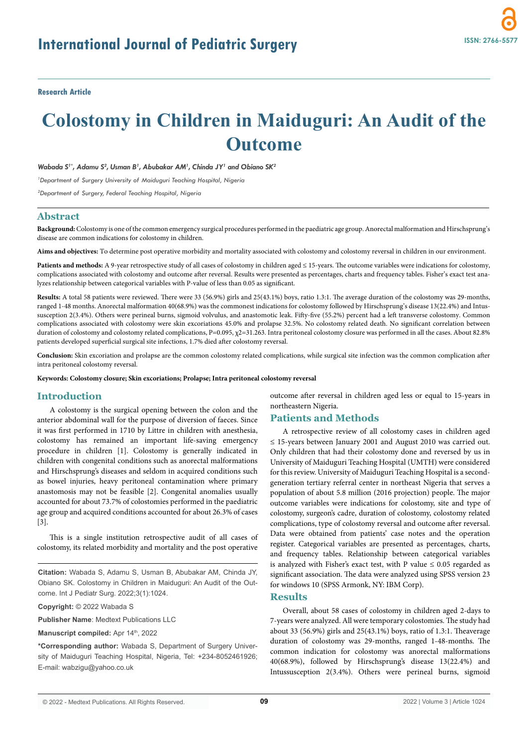**Research Article**

# Colostomy in Children in Maiduguri: An Audit of the Outcome

*Wabada S[1*], Adamu S[2], Usman B[1], Abubakar AM[1], Chinda JY[1] and Obiano SK[2]*

[1]Department of Surgery University of Maiduguri Teaching Hospital, Nigeria

[2]Department of Surgery, Federal Teaching Hospital, Nigeria

## Abstract

**Background:** Colostomy is one of the common emergency surgical procedures performed in the paediatric age group. Anorectal malformation and Hirschsprung's disease are common indications for colostomy in children.

**Aims and objectives:** To determine post operative morbidity and mortality associated with colostomy and colostomy reversal in children in our environment.

**Patients and methods:** A 9-year retrospective study of all cases of colostomy in children aged ≤ 15-years. The outcome variables were indications for colostomy, complications associated with colostomy and outcome after reversal. Results were presented as percentages, charts and frequency tables. Fisher's exact test analyzes relationship between categorical variables with P-value of less than 0.05 as significant.

**Results:** A total 58 patients were reviewed. There were 33 (56.9%) girls and 25(43.1%) boys, ratio 1.3:1. The average duration of the colostomy was 29-months, ranged 1-48 months. Anorectal malformation 40(68.9%) was the commonest indications for colostomy followed by Hirschsprung's disease 13(22.4%) and Intussusception 2(3.4%). Others were perineal burns, sigmoid volvulus, and anastomotic leak. Fifty-five (55.2%) percent had a left transverse colostomy. Common complications associated with colostomy were skin excoriations 45.0% and prolapse 32.5%. No colostomy related death. No significant correlation between duration of colostomy and colostomy related complications, P=0.095, $\chi2$=31.263. Intra peritoneal colostomy closure was performed in all the cases. About 82.8% patients developed superficial surgical site infections, 1.7% died after colostomy reversal.

**Conclusion:** Skin excoriation and prolapse are the common colostomy related complications, while surgical site infection was the common complication after intra peritoneal colostomy reversal.

**Keywords: Colostomy closure; Skin excoriations; Prolapse; Intra peritoneal colostomy reversal**

## Introduction

A colostomy is the surgical opening between the colon and the anterior abdominal wall for the purpose of diversion of faeces. Since it was first performed in 1710 by Littre in children with anesthesia, colostomy has remained an important life-saving emergency procedure in children [1]. Colostomy is generally indicated in children with congenital conditions such as anorectal malformations and Hirschsprung's diseases and seldom in acquired conditions such as bowel injuries, heavy peritoneal contamination where primary anastomosis may not be feasible [2]. Congenital anomalies usually accounted for about 73.7% of colostomies performed in the paediatric age group and acquired conditions accounted for about 26.3% of cases [3].

This is a single institution retrospective audit of all cases of colostomy, its related morbidity and mortality and the post operative outcome after reversal in children aged less or equal to 15-years in northeastern Nigeria.

**Citation:** Wabada S, Adamu S, Usman B, Abubakar AM, Chinda JY, Obiano SK. Colostomy in Children in Maiduguri: An Audit of the Outcome. Int J Pediatr Surg. 2022;3(1):1024.

**Copyright:** © 2022 Wabada S

**Publisher Name**: Medtext Publications LLC

**Manuscript compiled:** Apr 14th, 2022

**\*Corresponding author:** Wabada S, Department of Surgery University of Maiduguri Teaching Hospital, Nigeria, Tel: +234-8052461926; E-mail: wabzigu@yahoo.co.uk

## Patients and Methods

A retrospective review of all colostomy cases in children aged ≤ 15-years between January 2001 and August 2010 was carried out. Only children that had their colostomy done and reversed by us in University of Maiduguri Teaching Hospital (UMTH) were considered for this review. University of Maiduguri Teaching Hospital is a second-generation tertiary referral center in northeast Nigeria that serves a population of about 5.8 million (2016 projection) people. The major outcome variables were indications for colostomy, site and type of colostomy, surgeon's cadre, duration of colostomy, colostomy related complications, type of colostomy reversal and outcome after reversal. Data were obtained from patients' case notes and the operation register. Categorical variables are presented as percentages, charts, and frequency tables. Relationship between categorical variables is analyzed with Fisher's exact test, with P value ≤ 0.05 regarded as significant association. The data were analyzed using SPSS version 23 for windows 10 (SPSS Armonk, NY: IBM Corp).

## Results

Overall, about 58 cases of colostomy in children aged 2-days to 7-years were analyzed. All were temporary colostomies. The study had about 33 (56.9%) girls and 25(43.1%) boys, ratio of 1.3:1. Theaverage duration of colostomy was 29-months, ranged 1-48-months. The common indication for colostomy was anorectal malformations 40(68.9%), followed by Hirschsprung's disease 13(22.4%) and Intussusception 2(3.4%). Others were perineal burns, sigmoid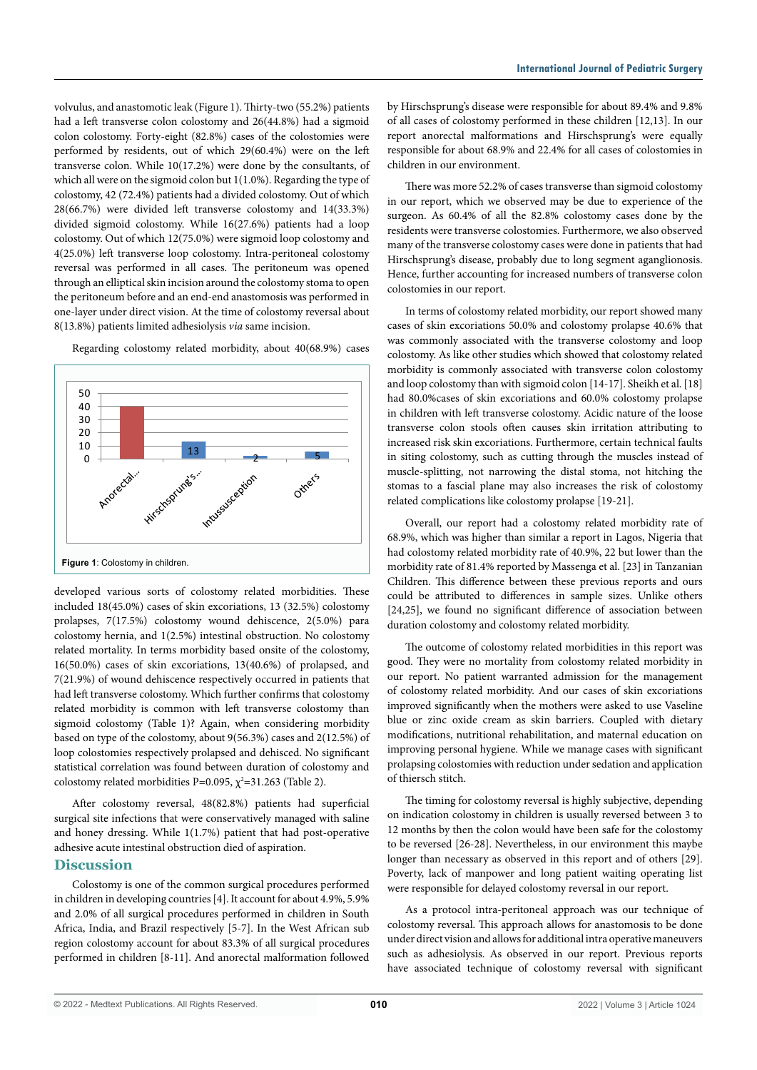volvulus, and anastomotic leak (Figure 1). Thirty-two (55.2%) patients had a left transverse colon colostomy and 26(44.8%) had a sigmoid colon colostomy. Forty-eight (82.8%) cases of the colostomies were performed by residents, out of which 29(60.4%) were on the left transverse colon. While 10(17.2%) were done by the consultants, of which all were on the sigmoid colon but 1(1.0%). Regarding the type of colostomy, 42 (72.4%) patients had a divided colostomy. Out of which 28(66.7%) were divided left transverse colostomy and 14(33.3%) divided sigmoid colostomy. While 16(27.6%) patients had a loop colostomy. Out of which 12(75.0%) were sigmoid loop colostomy and 4(25.0%) left transverse loop colostomy. Intra-peritoneal colostomy reversal was performed in all cases. The peritoneum was opened through an elliptical skin incision around the colostomy stoma to open the peritoneum before and an end-end anastomosis was performed in one-layer under direct vision. At the time of colostomy reversal about 8(13.8%) patients limited adhesiolysis *via* same incision.

Regarding colostomy related morbidity, about 40(68.9%) cases developed various sorts of colostomy related morbidities. These included 18(45.0%) cases of skin excoriations, 13 (32.5%) colostomy prolapses, 7(17.5%) colostomy wound dehiscence, 2(5.0%) para colostomy hernia, and 1(2.5%) intestinal obstruction. No colostomy related mortality. In terms morbidity based onsite of the colostomy, 16(50.0%) cases of skin excoriations, 13(40.6%) of prolapsed, and 7(21.9%) of wound dehiscence respectively occurred in patients that had left transverse colostomy. Which further confirms that colostomy related morbidity is common with left transverse colostomy than sigmoid colostomy (Table 1)? Again, when considering morbidity based on type of the colostomy, about 9(56.3%) cases and 2(12.5%) of loop colostomies respectively prolapsed and dehisced. No significant statistical correlation was found between duration of colostomy and colostomy related morbidities P=0.095, $\chi^2$=31.263 (Table 2).

**Figure 1**: Colostomy in children.

After colostomy reversal, 48(82.8%) patients had superficial surgical site infections that were conservatively managed with saline and honey dressing. While 1(1.7%) patient that had post-operative adhesive acute intestinal obstruction died of aspiration.

## Discussion

Colostomy is one of the common surgical procedures performed in children in developing countries [4]. It account for about 4.9%, 5.9% and 2.0% of all surgical procedures performed in children in South Africa, India, and Brazil respectively [5-7]. In the West African sub region colostomy account for about 83.3% of all surgical procedures performed in children [8-11]. And anorectal malformation followed by Hirschsprung's disease were responsible for about 89.4% and 9.8% of all cases of colostomy performed in these children [12,13]. In our report anorectal malformations and Hirschsprung's were equally responsible for about 68.9% and 22.4% for all cases of colostomies in children in our environment.

There was more 52.2% of cases transverse than sigmoid colostomy in our report, which we observed may be due to experience of the surgeon. As 60.4% of all the 82.8% colostomy cases done by the residents were transverse colostomies. Furthermore, we also observed many of the transverse colostomy cases were done in patients that had Hirschsprung's disease, probably due to long segment aganglionosis. Hence, further accounting for increased numbers of transverse colon colostomies in our report.

In terms of colostomy related morbidity, our report showed many cases of skin excoriations 50.0% and colostomy prolapse 40.6% that was commonly associated with the transverse colostomy and loop colostomy. As like other studies which showed that colostomy related morbidity is commonly associated with transverse colon colostomy and loop colostomy than with sigmoid colon [14-17]. Sheikh et al. [18] had 80.0%cases of skin excoriations and 60.0% colostomy prolapse in children with left transverse colostomy. Acidic nature of the loose transverse colon stools often causes skin irritation attributing to increased risk skin excoriations. Furthermore, certain technical faults in siting colostomy, such as cutting through the muscles instead of muscle-splitting, not narrowing the distal stoma, not hitching the stomas to a fascial plane may also increases the risk of colostomy related complications like colostomy prolapse [19-21].

Overall, our report had a colostomy related morbidity rate of 68.9%, which was higher than similar a report in Lagos, Nigeria that had colostomy related morbidity rate of 40.9%, 22 but lower than the morbidity rate of 81.4% reported by Massenga et al. [23] in Tanzanian Children. This difference between these previous reports and ours could be attributed to differences in sample sizes. Unlike others [24,25], we found no significant difference of association between duration colostomy and colostomy related morbidity.

The outcome of colostomy related morbidities in this report was good. They were no mortality from colostomy related morbidity in our report. No patient warranted admission for the management of colostomy related morbidity. And our cases of skin excoriations improved significantly when the mothers were asked to use Vaseline blue or zinc oxide cream as skin barriers. Coupled with dietary modifications, nutritional rehabilitation, and maternal education on improving personal hygiene. While we manage cases with significant prolapsing colostomies with reduction under sedation and application of thiersch stitch.

The timing for colostomy reversal is highly subjective, depending on indication colostomy in children is usually reversed between 3 to 12 months by then the colon would have been safe for the colostomy to be reversed [26-28]. Nevertheless, in our environment this maybe longer than necessary as observed in this report and of others [29]. Poverty, lack of manpower and long patient waiting operating list were responsible for delayed colostomy reversal in our report.

As a protocol intra-peritoneal approach was our technique of colostomy reversal. This approach allows for anastomosis to be done under direct vision and allows for additional intra operative maneuvers such as adhesiolysis. As observed in our report. Previous reports have associated technique of colostomy reversal with significant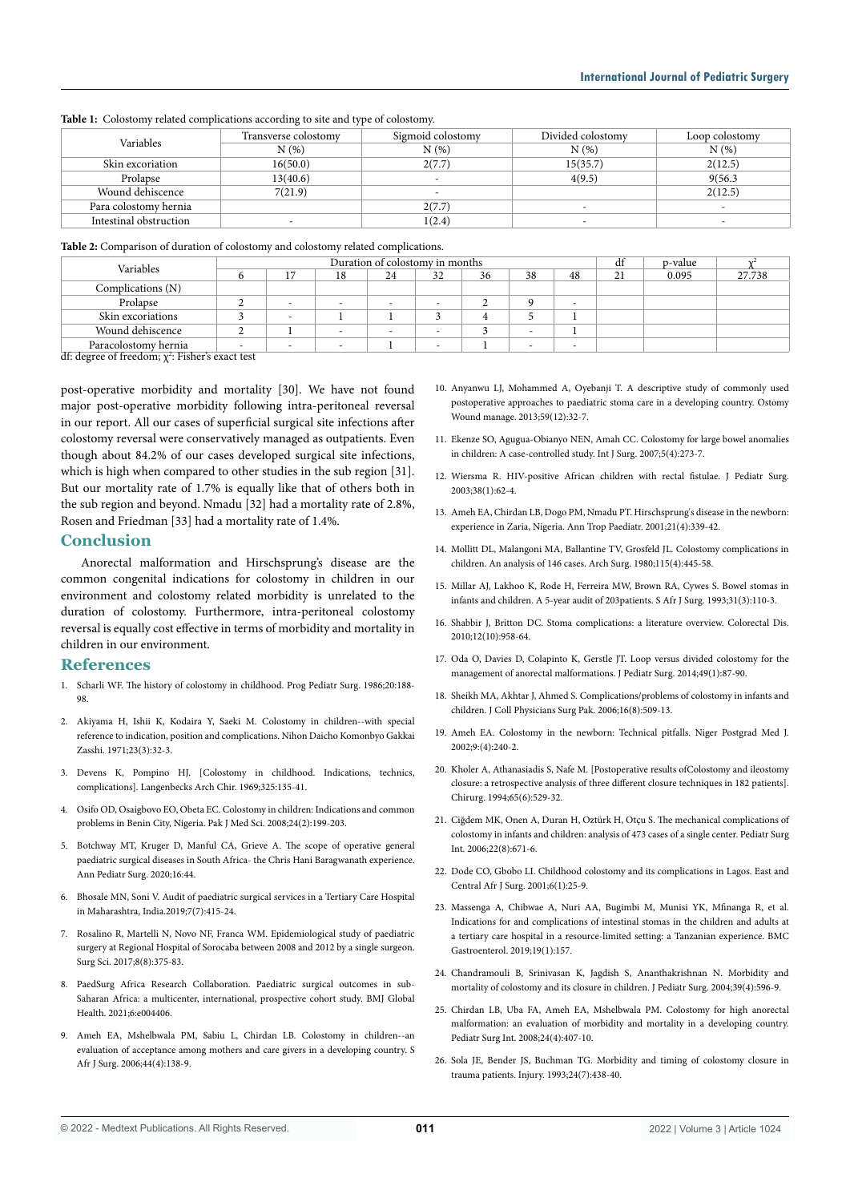**Table 1:** Colostomy related complications according to site and type of colostomy.

| Variables | Transverse colostomy | Sigmoid colostomy | Divided colostomy | Loop colostomy |
|---|---|---|---|---|
| | N (%) | N (%) | N (%) | N (%) |
| Skin excoriation | 16(50.0) | 2(7.7) | 15(35.7) | 2(12.5) |
| Prolapse | 13(40.6) | - | 4(9.5) | 9(56.3 |
| Wound dehiscence | 7(21.9) | - | | 2(12.5) |
| Para colostomy hernia | | 2(7.7) | - | - |
| Intestinal obstruction | - | 1(2.4) | - | - |

**Table 2:** Comparison of duration of colostomy and colostomy related complications.

| Variables | Duration of colostomy in months | | | | | | | | df | p-value | $\chi^2$ |
|---|---|---|---|---|---|---|---|---|---|---|---|
| | 6 | 17 | 18 | 24 | 32 | 36 | 38 | 48 | 21 | 0.095 | 27.738 |
| Complications (N) | | | | | | | | | | | |
| Prolapse | 2 | - | - | - | - | 2 | 9 | - | | | |
| Skin excoriations | 3 | - | 1 | 1 | 3 | 4 | 5 | 1 | | | |
| Wound dehiscence | 2 | 1 | - | - | - | 3 | - | 1 | | | |
| Paracolostomy hernia | - | - | - | 1 | - | 1 | - | - | | | |

df: degree of freedom; $\chi^2$: Fisher's exact test

post-operative morbidity and mortality [30]. We have not found major post-operative morbidity following intra-peritoneal reversal in our report. All our cases of superficial surgical site infections after colostomy reversal were conservatively managed as outpatients. Even though about 84.2% of our cases developed surgical site infections, which is high when compared to other studies in the sub region [31]. But our mortality rate of 1.7% is equally like that of others both in the sub region and beyond. Nmadu [32] had a mortality rate of 2.8%, Rosen and Friedman [33] had a mortality rate of 1.4%.

## Conclusion

Anorectal malformation and Hirschsprung's disease are the common congenital indications for colostomy in children in our environment and colostomy related morbidity is unrelated to the duration of colostomy. Furthermore, intra-peritoneal colostomy reversal is equally cost effective in terms of morbidity and mortality in children in our environment.

## References

1. Scharli WF. The history of colostomy in childhood. Prog Pediatr Surg. 1986;20:188-98.
2. Akiyama H, Ishii K, Kodaira Y, Saeki M. Colostomy in children--with special reference to indication, position and complications. Nihon Daicho Komonbyo Gakkai Zasshi. 1971;23(3):32-3.
3. Devens K, Pompino HJ. [Colostomy in childhood. Indications, technics, complications]. Langenbecks Arch Chir. 1969;325:135-41.
4. Osifo OD, Osaigbovo EO, Obeta EC. Colostomy in children: Indications and common problems in Benin City, Nigeria. Pak J Med Sci. 2008;24(2):199-203.
5. Botchway MT, Kruger D, Manful CA, Grieve A. The scope of operative general paediatric surgical diseases in South Africa- the Chris Hani Baragwanath experience. Ann Pediatr Surg. 2020;16:44.
6. Bhosale MN, Soni V. Audit of paediatric surgical services in a Tertiary Care Hospital in Maharashtra, India.2019;7(7):415-24.
7. Rosalino R, Martelli N, Novo NF, Franca WM. Epidemiological study of paediatric surgery at Regional Hospital of Sorocaba between 2008 and 2012 by a single surgeon. Surg Sci. 2017;8(8):375-83.
8. PaedSurg Africa Research Collaboration. Paediatric surgical outcomes in sub-Saharan Africa: a multicenter, international, prospective cohort study. BMJ Global Health. 2021;6:e004406.
9. Ameh EA, Mshelbwala PM, Sabiu L, Chirdan LB. Colostomy in children--an evaluation of acceptance among mothers and care givers in a developing country. S Afr J Surg. 2006;44(4):138-9.
10. Anyanwu LJ, Mohammed A, Oyebanji T. A descriptive study of commonly used postoperative approaches to paediatric stoma care in a developing country. Ostomy Wound manage. 2013;59(12):32-7.
11. Ekenze SO, Agugua-Obianyo NEN, Amah CC. Colostomy for large bowel anomalies in children: A case-controlled study. Int J Surg. 2007;5(4):273-7.
12. Wiersma R. HIV-positive African children with rectal fistulae. J Pediatr Surg. 2003;38(1):62-4.
13. Ameh EA, Chirdan LB, Dogo PM, Nmadu PT. Hirschsprung's disease in the newborn: experience in Zaria, Nigeria. Ann Trop Paediatr. 2001;21(4):339-42.
14. Mollitt DL, Malangoni MA, Ballantine TV, Grosfeld JL. Colostomy complications in children. An analysis of 146 cases. Arch Surg. 1980;115(4):445-58.
15. Millar AJ, Lakhoo K, Rode H, Ferreira MW, Brown RA, Cywes S. Bowel stomas in infants and children. A 5-year audit of 203patients. S Afr J Surg. 1993;31(3):110-3.
16. Shabbir J, Britton DC. Stoma complications: a literature overview. Colorectal Dis. 2010;12(10):958-64.
17. Oda O, Davies D, Colapinto K, Gerstle JT. Loop versus divided colostomy for the management of anorectal malformations. J Pediatr Surg. 2014;49(1):87-90.
18. Sheikh MA, Akhtar J, Ahmed S. Complications/problems of colostomy in infants and children. J Coll Physicians Surg Pak. 2006;16(8):509-13.
19. Ameh EA. Colostomy in the newborn: Technical pitfalls. Niger Postgrad Med J. 2002;9:(4):240-2.
20. Kholer A, Athanasiadis S, Nafe M. [Postoperative results ofColostomy and ileostomy closure: a retrospective analysis of three different closure techniques in 182 patients]. Chirurg. 1994;65(6):529-32.
21. Ciğdem MK, Onen A, Duran H, Oztürk H, Otçu S. The mechanical complications of colostomy in infants and children: analysis of 473 cases of a single center. Pediatr Surg Int. 2006;22(8):671-6.
22. Dode CO, Gbobo LI. Childhood colostomy and its complications in Lagos. East and Central Afr J Surg. 2001;6(1):25-9.
23. Massenga A, Chibwae A, Nuri AA, Bugimbi M, Munisi YK, Mfinanga R, et al. Indications for and complications of intestinal stomas in the children and adults at a tertiary care hospital in a resource-limited setting: a Tanzanian experience. BMC Gastroenterol. 2019;19(1):157.
24. Chandramouli B, Srinivasan K, Jagdish S, Ananthakrishnan N. Morbidity and mortality of colostomy and its closure in children. J Pediatr Surg. 2004;39(4):596-9.
25. Chirdan LB, Uba FA, Ameh EA, Mshelbwala PM. Colostomy for high anorectal malformation: an evaluation of morbidity and mortality in a developing country. Pediatr Surg Int. 2008;24(4):407-10.
26. Sola JE, Bender JS, Buchman TG. Morbidity and timing of colostomy closure in trauma patients. Injury. 1993;24(7):438-40.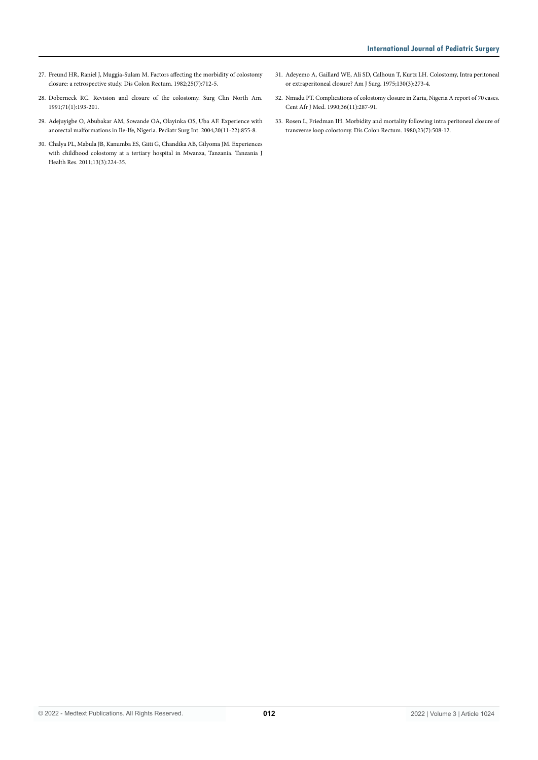27. Freund HR, Raniel J, Muggia-Sulam M. Factors affecting the morbidity of colostomy closure: a retrospective study. Dis Colon Rectum. 1982;25(7):712-5.
28. Doberneck RC. Revision and closure of the colostomy. Surg Clin North Am. 1991;71(1):193-201.
29. Adejuyigbe O, Abubakar AM, Sowande OA, Olayinka OS, Uba AF. Experience with anorectal malformations in Ile-Ife, Nigeria. Pediatr Surg Int. 2004;20(11-22):855-8.
30. Chalya PL, Mabula JB, Kanumba ES, Giiti G, Chandika AB, Gilyoma JM. Experiences with childhood colostomy at a tertiary hospital in Mwanza, Tanzania. Tanzania J Health Res. 2011;13(3):224-35.
31. Adeyemo A, Gaillard WE, Ali SD, Calhoun T, Kurtz LH. Colostomy, Intra peritoneal or extraperitoneal closure? Am J Surg. 1975;130(3):273-4.
32. Nmadu PT. Complications of colostomy closure in Zaria, Nigeria A report of 70 cases. Cent Afr J Med. 1990;36(11):287-91.
33. Rosen L, Friedman IH. Morbidity and mortality following intra peritoneal closure of transverse loop colostomy. Dis Colon Rectum. 1980;23(7):508-12.